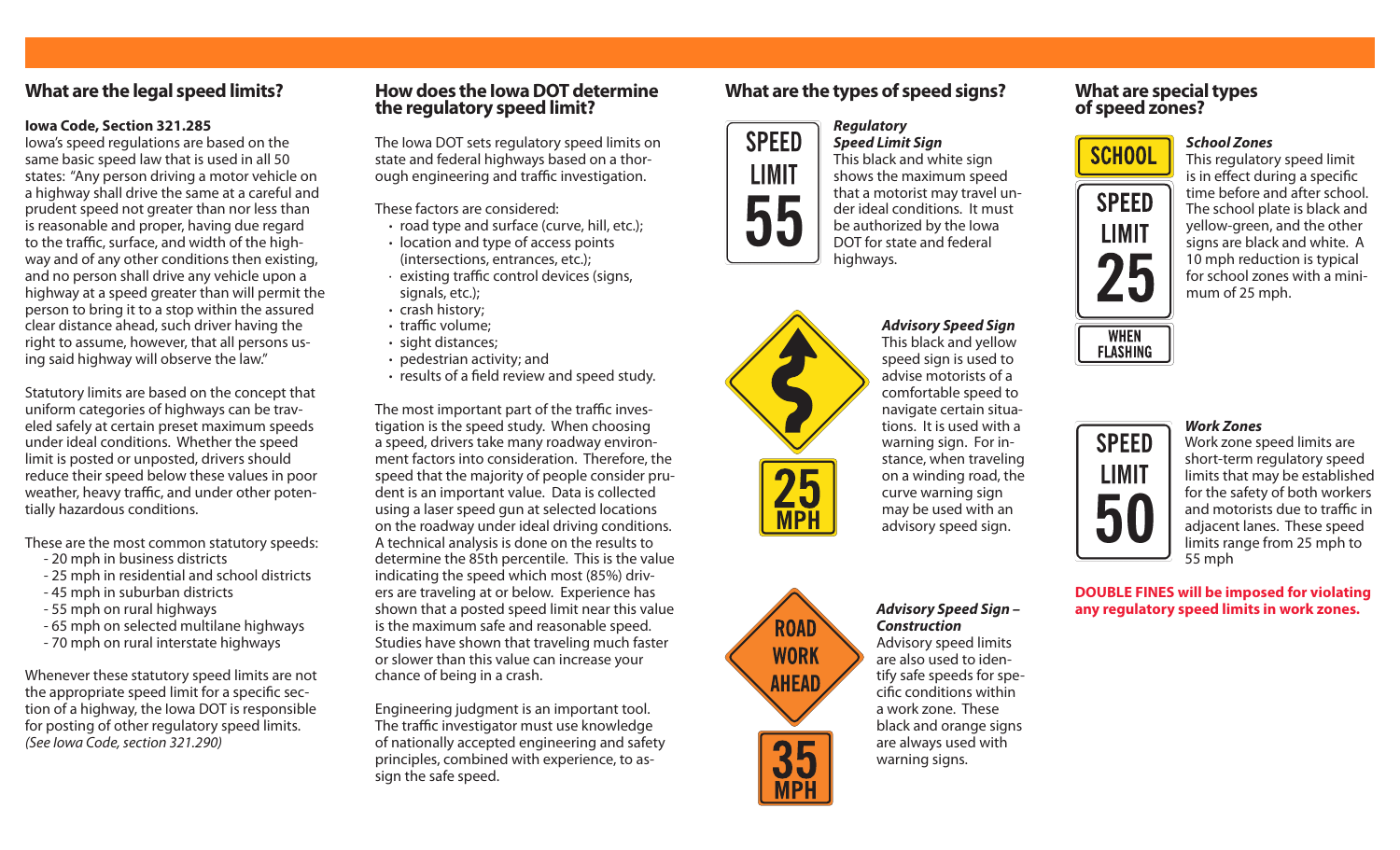## What are the legal speed limits?

**Iowa Code, Section 321.285**

Iowa's speed regulations are based on the same basic speed law that is used in all 50 states: "Any person driving a motor vehicle on a highway shall drive the same at a careful and prudent speed not greater than nor less than is reasonable and proper, having due regard to the traffic, surface, and width of the highway and of any other conditions then existing, and no person shall drive any vehicle upon a highway at a speed greater than will permit the person to bring it to a stop within the assured clear distance ahead, such driver having the right to assume, however, that all persons using said highway will observe the law."

Statutory limits are based on the concept that uniform categories of highways can be traveled safely at certain preset maximum speeds under ideal conditions. Whether the speed limit is posted or unposted, drivers should reduce their speed below these values in poor weather, heavy traffic, and under other potentially hazardous conditions.

These are the most common statutory speeds:

- 20 mph in business districts
- 25 mph in residential and school districts
- 45 mph in suburban districts
- 55 mph on rural highways
- 65 mph on selected multilane highways
- 70 mph on rural interstate highways

Whenever these statutory speed limits are not the appropriate speed limit for a specific section of a highway, the Iowa DOT is responsible for posting of other regulatory speed limits. *(See Iowa Code, section 321.290)*

## How does the Iowa DOT determine the regulatory speed limit?

The Iowa DOT sets regulatory speed limits on state and federal highways based on a thorough engineering and traffic investigation.

These factors are considered:

- road type and surface (curve, hill, etc.);
- location and type of access points (intersections, entrances, etc.);
- existing traffic control devices (signs, signals, etc.);
- crash history;
- traffic volume;
- sight distances;
- pedestrian activity; and
- results of a field review and speed study.

The most important part of the traffic investigation is the speed study. When choosing a speed, drivers take many roadway environment factors into consideration. Therefore, the speed that the majority of people consider prudent is an important value. Data is collected using a laser speed gun at selected locations on the roadway under ideal driving conditions. A technical analysis is done on the results to determine the 85th percentile. This is the value indicating the speed which most (85%) drivers are traveling at or below. Experience has shown that a posted speed limit near this value is the maximum safe and reasonable speed. Studies have shown that traveling much faster or slower than this value can increase your chance of being in a crash.

Engineering judgment is an important tool. The traffic investigator must use knowledge of nationally accepted engineering and safety principles, combined with experience, to assign the safe speed.

## What are the types of speed signs?

SPEED LIMIT 55

***Regulatory Speed Limit Sign***
This black and white sign shows the maximum speed that a motorist may travel under ideal conditions. It must be authorized by the Iowa DOT for state and federal highways.

25 MPH

***Advisory Speed Sign***
This black and yellow speed sign is used to advise motorists of a comfortable speed to navigate certain situations. It is used with a warning sign. For instance, when traveling on a winding road, the curve warning sign may be used with an advisory speed sign.

ROAD WORK AHEAD

35 MPH

***Advisory Speed Sign – Construction***
Advisory speed limits are also used to identify safe speeds for specific conditions within a work zone. These black and orange signs are always used with warning signs.

## What are special types of speed zones?

SCHOOL

SPEED LIMIT 25

WHEN FLASHING

***School Zones***
This regulatory speed limit is in effect during a specific time before and after school. The school plate is black and yellow-green, and the other signs are black and white. A 10 mph reduction is typical for school zones with a minimum of 25 mph.

SPEED LIMIT 50

***Work Zones***
Work zone speed limits are short-term regulatory speed limits that may be established for the safety of both workers and motorists due to traffic in adjacent lanes. These speed limits range from 25 mph to 55 mph

**DOUBLE FINES will be imposed for violating any regulatory speed limits in work zones.**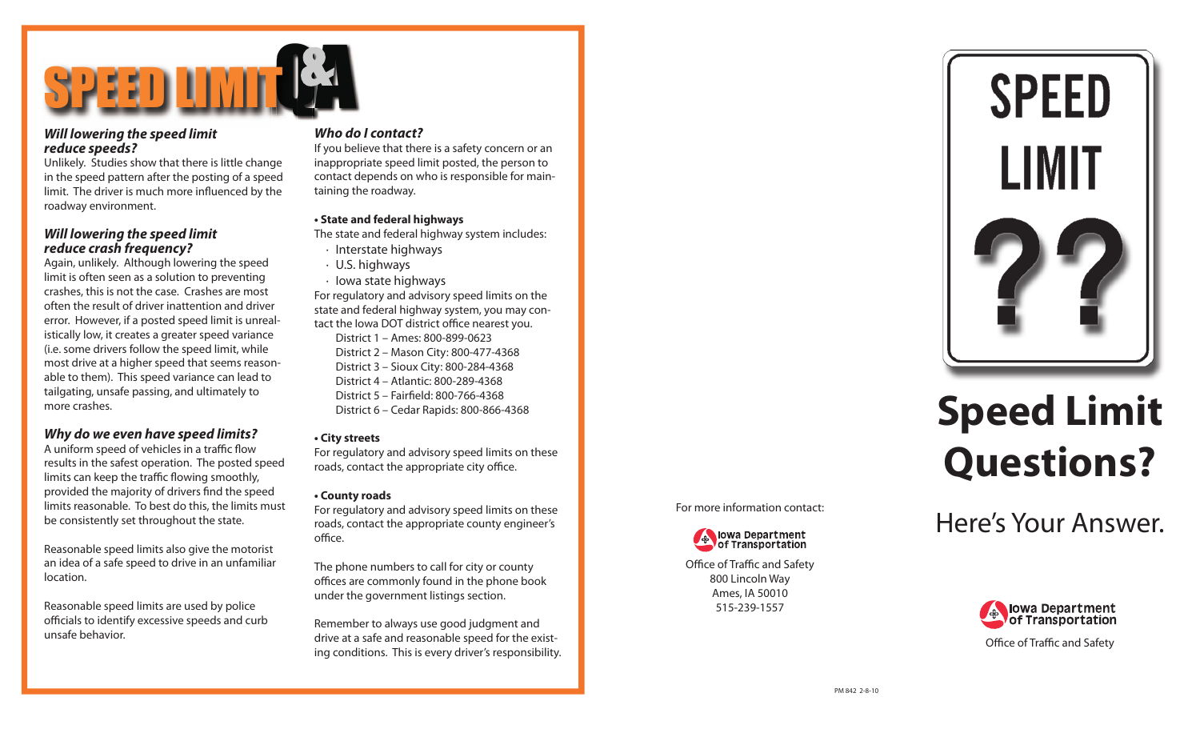# SPEED LIMIT Q&A

### *Will lowering the speed limit reduce speeds?*

Unlikely. Studies show that there is little change in the speed pattern after the posting of a speed limit. The driver is much more influenced by the roadway environment.

### *Will lowering the speed limit reduce crash frequency?*

Again, unlikely. Although lowering the speed limit is often seen as a solution to preventing crashes, this is not the case. Crashes are most often the result of driver inattention and driver error. However, if a posted speed limit is unrealistically low, it creates a greater speed variance (i.e. some drivers follow the speed limit, while most drive at a higher speed that seems reasonable to them). This speed variance can lead to tailgating, unsafe passing, and ultimately to more crashes.

### *Why do we even have speed limits?*

A uniform speed of vehicles in a traffic flow results in the safest operation. The posted speed limits can keep the traffic flowing smoothly, provided the majority of drivers find the speed limits reasonable. To best do this, the limits must be consistently set throughout the state.

Reasonable speed limits also give the motorist an idea of a safe speed to drive in an unfamiliar location.

Reasonable speed limits are used by police officials to identify excessive speeds and curb unsafe behavior.

### *Who do I contact?*

If you believe that there is a safety concern or an inappropriate speed limit posted, the person to contact depends on who is responsible for maintaining the roadway.

**• State and federal highways**

The state and federal highway system includes:

- Interstate highways
- U.S. highways
- Iowa state highways

For regulatory and advisory speed limits on the state and federal highway system, you may contact the Iowa DOT district office nearest you.

District 1 – Ames: 800-899-0623
District 2 – Mason City: 800-477-4368
District 3 – Sioux City: 800-284-4368
District 4 – Atlantic: 800-289-4368
District 5 – Fairfield: 800-766-4368
District 6 – Cedar Rapids: 800-866-4368

**• City streets**

For regulatory and advisory speed limits on these roads, contact the appropriate city office.

**• County roads**

For regulatory and advisory speed limits on these roads, contact the appropriate county engineer's office.

The phone numbers to call for city or county offices are commonly found in the phone book under the government listings section.

Remember to always use good judgment and drive at a safe and reasonable speed for the existing conditions. This is every driver's responsibility.

For more information contact:

Iowa Department of Transportation
Office of Traffic and Safety
800 Lincoln Way
Ames, IA 50010
515-239-1557

PM 842 2-8-10

SPEED LIMIT ??

# Speed Limit Questions?

## Here's Your Answer.

Iowa Department of Transportation
Office of Traffic and Safety